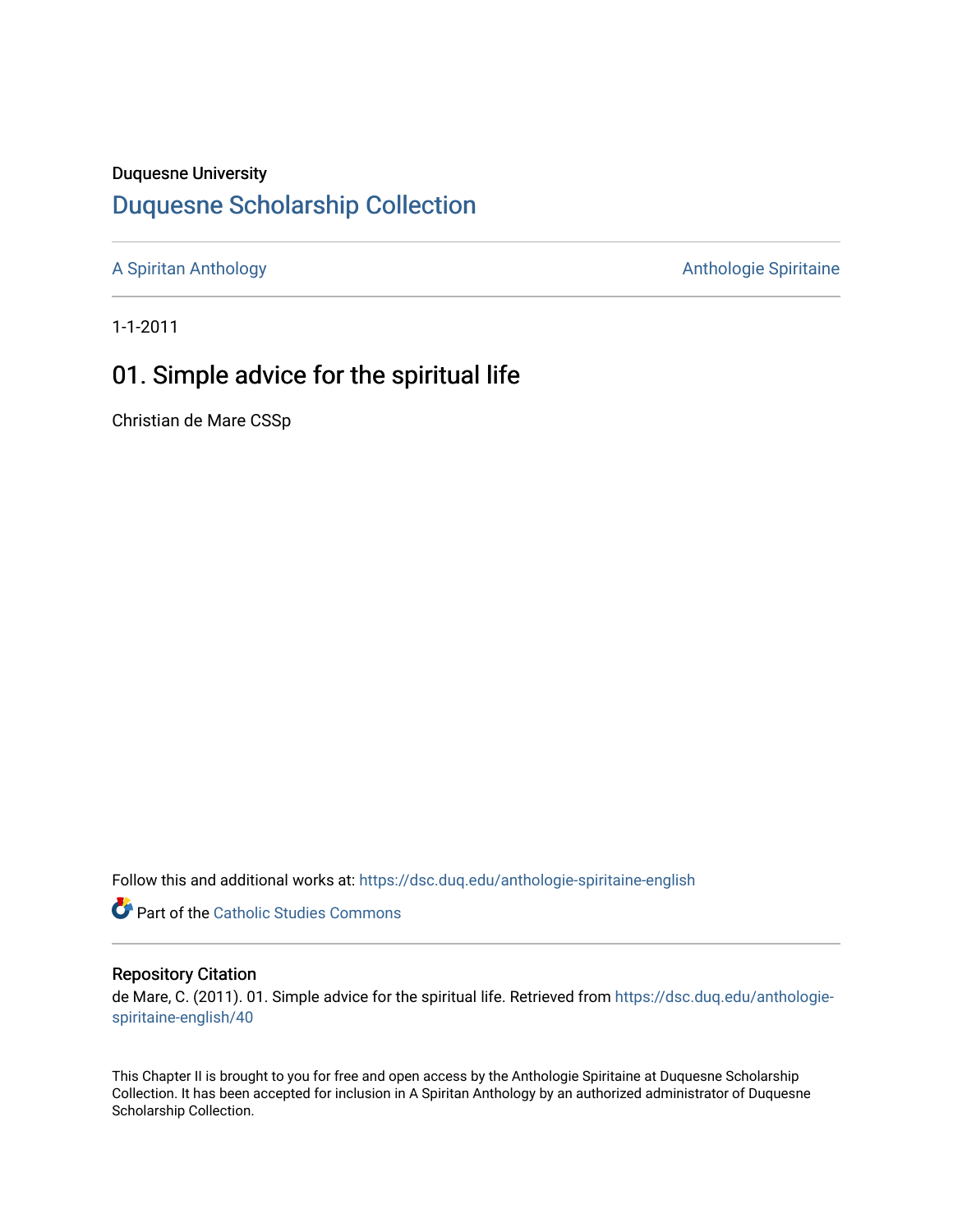Duquesne University

# Duquesne Scholarship Collection

A Spiritan Anthology | Anthologie Spiritaine

1-1-2011

## 01. Simple advice for the spiritual life

Christian de Mare CSSp

Follow this and additional works at: https://dsc.duq.edu/anthologie-spiritaine-english

Part of the Catholic Studies Commons

### Repository Citation

de Mare, C. (2011). 01. Simple advice for the spiritual life. Retrieved from https://dsc.duq.edu/anthologie-spiritaine-english/40

This Chapter II is brought to you for free and open access by the Anthologie Spiritaine at Duquesne Scholarship Collection. It has been accepted for inclusion in A Spiritan Anthology by an authorized administrator of Duquesne Scholarship Collection.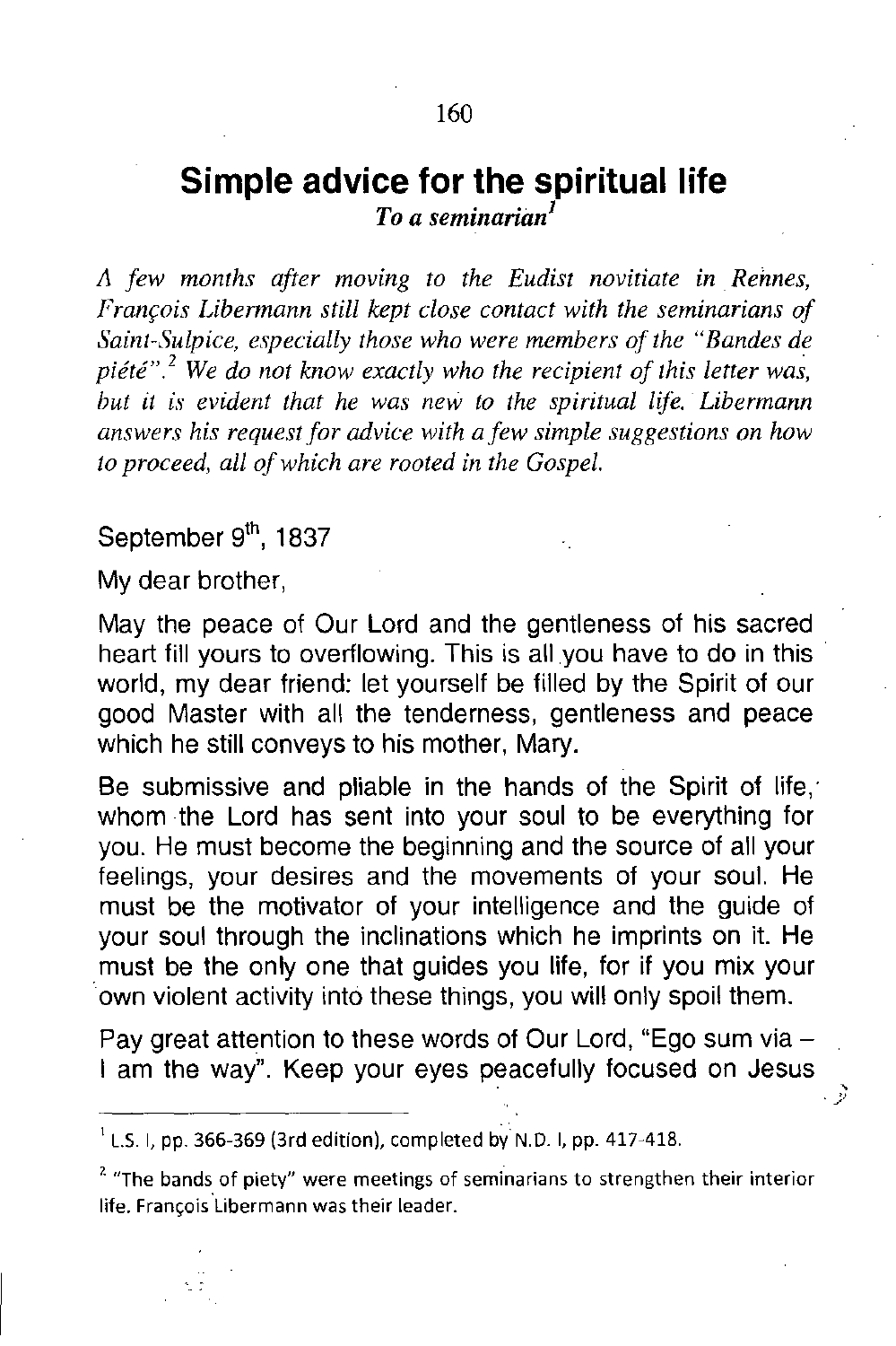# Simple advice for the spiritual life

*To a seminarian*[1]

*A few months after moving to the Eudist novitiate in Rennes, François Libermann still kept close contact with the seminarians of Saint-Sulpice, especially those who were members of the "Bandes de piété".*[2] *We do not know exactly who the recipient of this letter was, but it is evident that he was new to the spiritual life. Libermann answers his request for advice with a few simple suggestions on how to proceed, all of which are rooted in the Gospel.*

September 9th, 1837

My dear brother,

May the peace of Our Lord and the gentleness of his sacred heart fill yours to overflowing. This is all you have to do in this world, my dear friend: let yourself be filled by the Spirit of our good Master with all the tenderness, gentleness and peace which he still conveys to his mother, Mary.

Be submissive and pliable in the hands of the Spirit of life, whom the Lord has sent into your soul to be everything for you. He must become the beginning and the source of all your feelings, your desires and the movements of your soul. He must be the motivator of your intelligence and the guide of your soul through the inclinations which he imprints on it. He must be the only one that guides you life, for if you mix your own violent activity into these things, you will only spoil them.

Pay great attention to these words of Our Lord, "Ego sum via – I am the way". Keep your eyes peacefully focused on Jesus

---

[1] L.S. I, pp. 366-369 (3rd edition), completed by N.D. I, pp. 417-418.

[2] "The bands of piety" were meetings of seminarians to strengthen their interior life. François Libermann was their leader.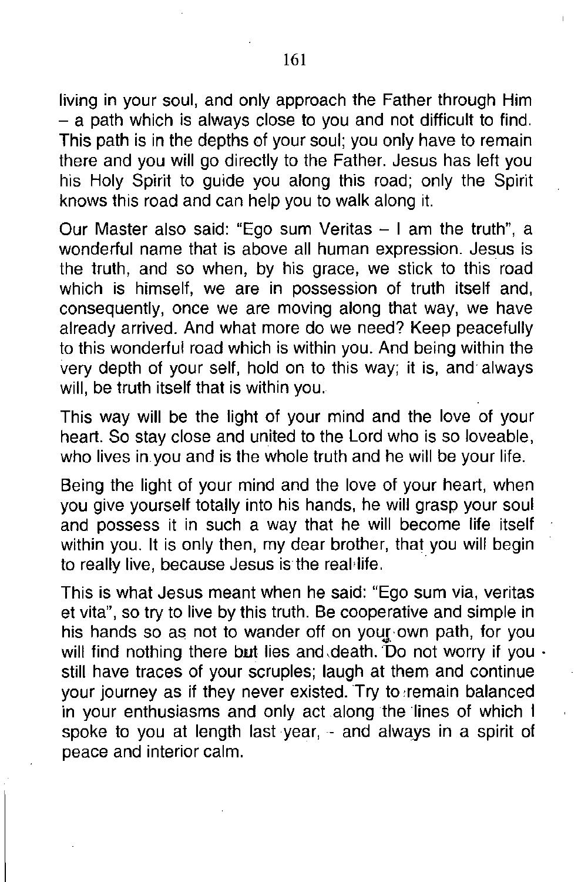living in your soul, and only approach the Father through Him – a path which is always close to you and not difficult to find. This path is in the depths of your soul; you only have to remain there and you will go directly to the Father. Jesus has left you his Holy Spirit to guide you along this road; only the Spirit knows this road and can help you to walk along it.

Our Master also said: "Ego sum Veritas – I am the truth", a wonderful name that is above all human expression. Jesus is the truth, and so when, by his grace, we stick to this road which is himself, we are in possession of truth itself and, consequently, once we are moving along that way, we have already arrived. And what more do we need? Keep peacefully to this wonderful road which is within you. And being within the very depth of your self, hold on to this way; it is, and always will, be truth itself that is within you.

This way will be the light of your mind and the love of your heart. So stay close and united to the Lord who is so loveable, who lives in you and is the whole truth and he will be your life.

Being the light of your mind and the love of your heart, when you give yourself totally into his hands, he will grasp your soul and possess it in such a way that he will become life itself within you. It is only then, my dear brother, that you will begin to really live, because Jesus is the real life.

This is what Jesus meant when he said: "Ego sum via, veritas et vita", so try to live by this truth. Be cooperative and simple in his hands so as not to wander off on your own path, for you will find nothing there but lies and death. Do not worry if you still have traces of your scruples; laugh at them and continue your journey as if they never existed. Try to remain balanced in your enthusiasms and only act along the lines of which I spoke to you at length last year, – and always in a spirit of peace and interior calm.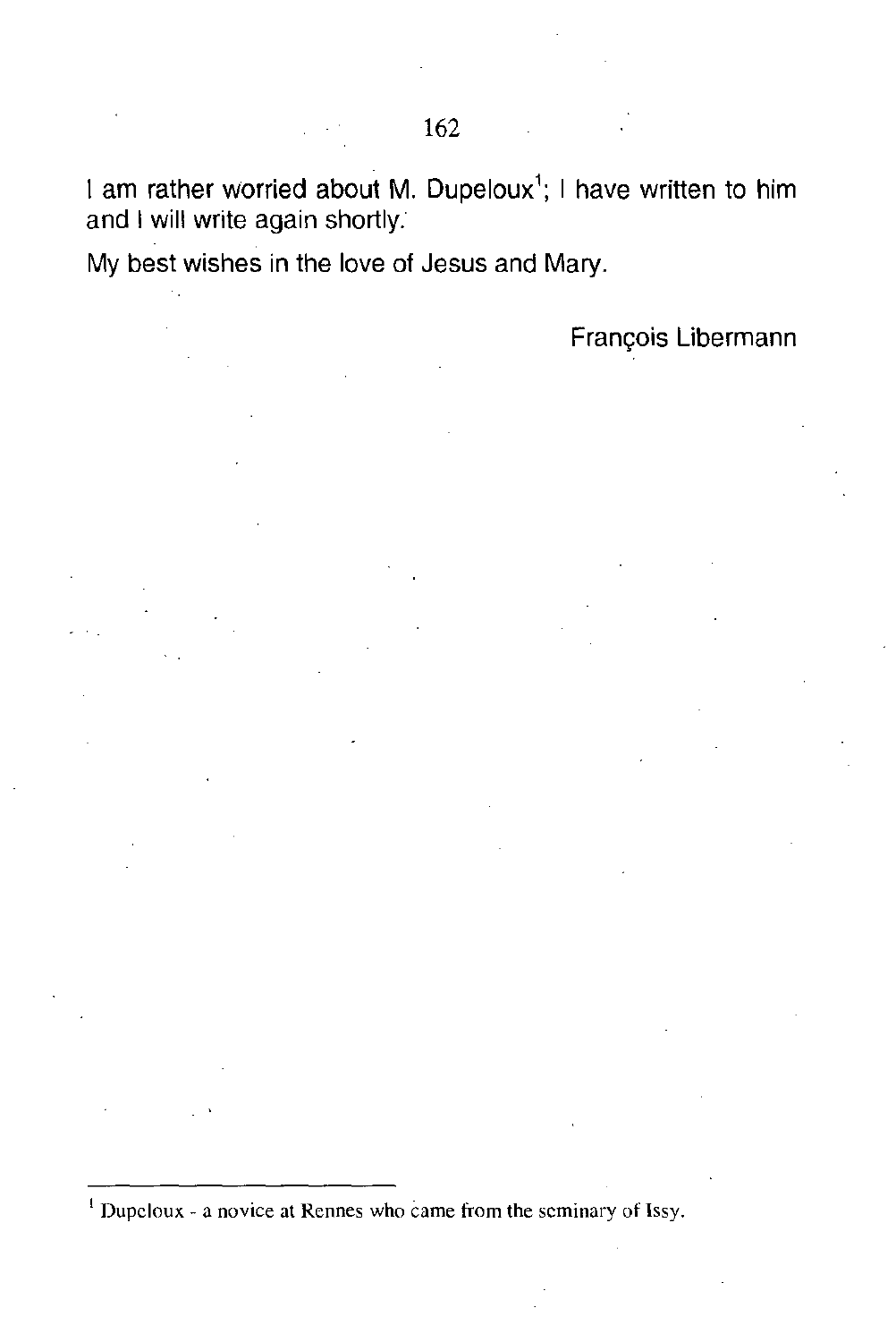I am rather worried about M. Dupeloux[1]; I have written to him and I will write again shortly.

My best wishes in the love of Jesus and Mary.

François Libermann

---

[1] Dupeloux - a novice at Rennes who came from the seminary of Issy.